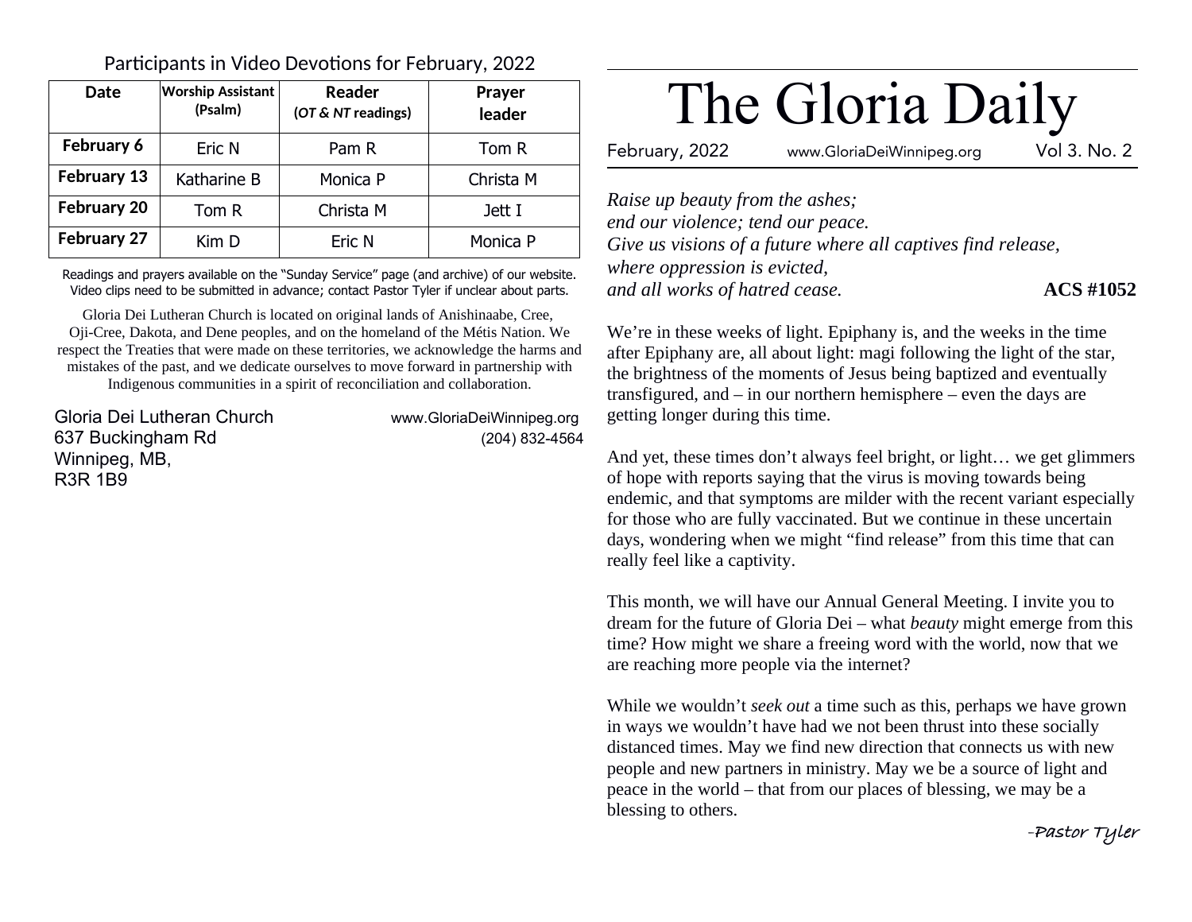# The Gloria Daily

February, 2022 www.GloriaDeiWinnipeg.org Vol 3. No. 2

*Raise up beauty from the ashes;*
*end our violence; tend our peace.*
*Give us visions of a future where all captives find release,*
*where oppression is evicted,*
*and all works of hatred cease.* **ACS #1052**

We're in these weeks of light. Epiphany is, and the weeks in the time after Epiphany are, all about light: magi following the light of the star, the brightness of the moments of Jesus being baptized and eventually transfigured, and – in our northern hemisphere – even the days are getting longer during this time.

And yet, these times don't always feel bright, or light… we get glimmers of hope with reports saying that the virus is moving towards being endemic, and that symptoms are milder with the recent variant especially for those who are fully vaccinated. But we continue in these uncertain days, wondering when we might "find release" from this time that can really feel like a captivity.

This month, we will have our Annual General Meeting. I invite you to dream for the future of Gloria Dei – what *beauty* might emerge from this time? How might we share a freeing word with the world, now that we are reaching more people via the internet?

While we wouldn't *seek out* a time such as this, perhaps we have grown in ways we wouldn't have had we not been thrust into these socially distanced times. May we find new direction that connects us with new people and new partners in ministry. May we be a source of light and peace in the world – that from our places of blessing, we may be a blessing to others.

-Pastor Tyler

## Participants in Video Devotions for February, 2022

| Date | Worship Assistant (Psalm) | Reader (*OT & NT* readings) | Prayer leader |
|---|---|---|---|
| **February 6** | Eric N | Pam R | Tom R |
| **February 13** | Katharine B | Monica P | Christa M |
| **February 20** | Tom R | Christa M | Jett I |
| **February 27** | Kim D | Eric N | Monica P |

Readings and prayers available on the "Sunday Service" page (and archive) of our website. Video clips need to be submitted in advance; contact Pastor Tyler if unclear about parts.

Gloria Dei Lutheran Church is located on original lands of Anishinaabe, Cree, Oji-Cree, Dakota, and Dene peoples, and on the homeland of the Métis Nation. We respect the Treaties that were made on these territories, we acknowledge the harms and mistakes of the past, and we dedicate ourselves to move forward in partnership with Indigenous communities in a spirit of reconciliation and collaboration.

Gloria Dei Lutheran Church
637 Buckingham Rd
Winnipeg, MB,
R3R 1B9

www.GloriaDeiWinnipeg.org
(204) 832-4564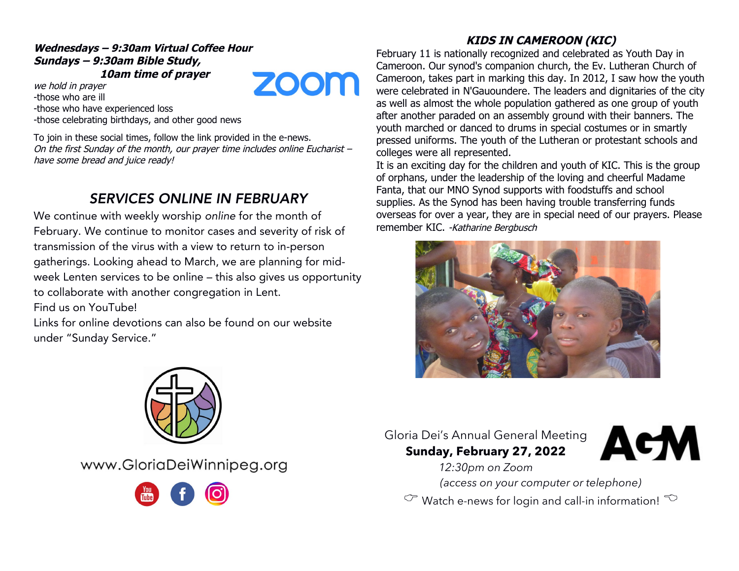**_Wednesdays – 9:30am Virtual Coffee Hour_**
**_Sundays – 9:30am Bible Study,_**
**_10am time of prayer_**

*we hold in prayer*
-those who are ill
-those who have experienced loss
-those celebrating birthdays, and other good news

To join in these social times, follow the link provided in the e-news.
*On the first Sunday of the month, our prayer time includes online Eucharist – have some bread and juice ready!*

## *SERVICES ONLINE IN FEBRUARY*

We continue with weekly worship *online* for the month of February. We continue to monitor cases and severity of risk of transmission of the virus with a view to return to in-person gatherings. Looking ahead to March, we are planning for mid-week Lenten services to be online – this also gives us opportunity to collaborate with another congregation in Lent.
Find us on YouTube!
Links for online devotions can also be found on our website under "Sunday Service."

www.GloriaDeiWinnipeg.org

## *KIDS IN CAMEROON (KIC)*

February 11 is nationally recognized and celebrated as Youth Day in Cameroon. Our synod's companion church, the Ev. Lutheran Church of Cameroon, takes part in marking this day. In 2012, I saw how the youth were celebrated in N'Gauoundere. The leaders and dignitaries of the city as well as almost the whole population gathered as one group of youth after another paraded on an assembly ground with their banners. The youth marched or danced to drums in special costumes or in smartly pressed uniforms. The youth of the Lutheran or protestant schools and colleges were all represented.
It is an exciting day for the children and youth of KIC. This is the group of orphans, under the leadership of the loving and cheerful Madame Fanta, that our MNO Synod supports with foodstuffs and school supplies. As the Synod has been having trouble transferring funds overseas for over a year, they are in special need of our prayers. Please remember KIC. *-Katharine Bergbusch*

Gloria Dei's Annual General Meeting
**Sunday, February 27, 2022**
*12:30pm on Zoom*
*(access on your computer or telephone)*
☞ Watch e-news for login and call-in information! ☜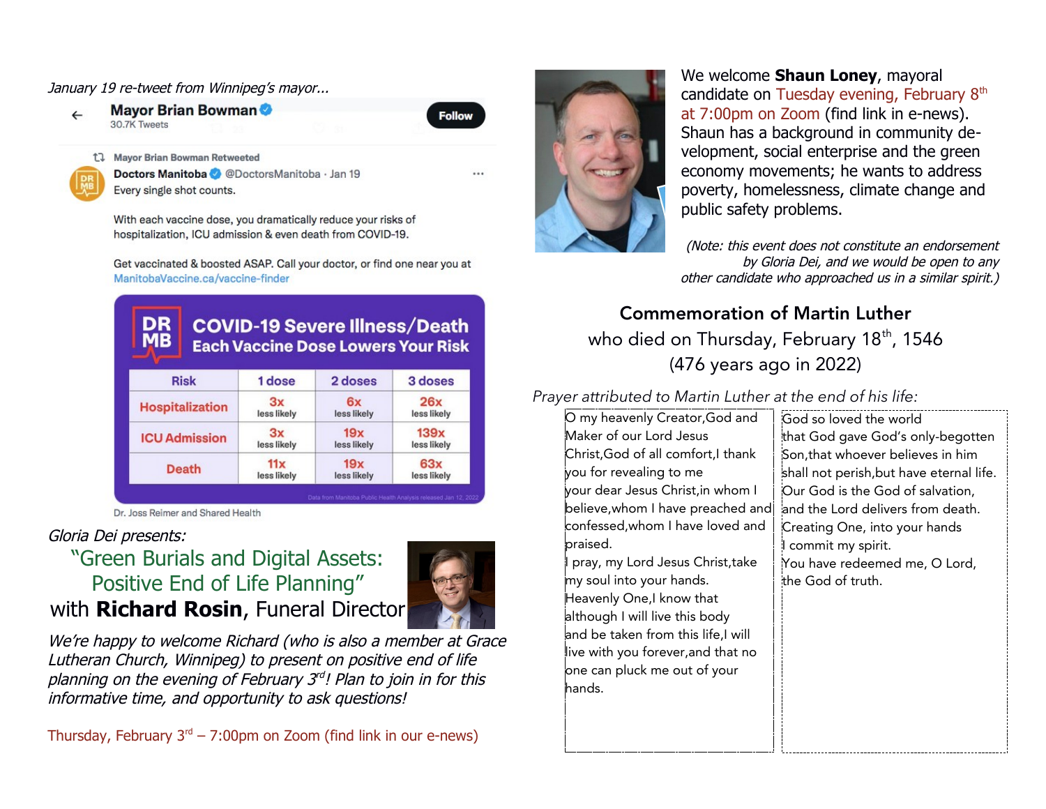*January 19 re-tweet from Winnipeg's mayor...*

**Mayor Brian Bowman**
30.7K Tweets

Follow

Mayor Brian Bowman Retweeted

**Doctors Manitoba** @DoctorsManitoba · Jan 19

Every single shot counts.

With each vaccine dose, you dramatically reduce your risks of hospitalization, ICU admission & even death from COVID-19.

Get vaccinated & boosted ASAP. Call your doctor, or find one near you at ManitobaVaccine.ca/vaccine-finder

**COVID-19 Severe Illness/Death**
**Each Vaccine Dose Lowers Your Risk**

| Risk | 1 dose | 2 doses | 3 doses |
|---|---|---|---|
| Hospitalization | 3x less likely | 6x less likely | 26x less likely |
| ICU Admission | 3x less likely | 19x less likely | 139x less likely |
| Death | 11x less likely | 19x less likely | 63x less likely |

Data from Manitoba Public Health Analysis released Jan 12, 2022

Dr. Joss Reimer and Shared Health

*Gloria Dei presents:*

## "Green Burials and Digital Assets: Positive End of Life Planning"

with **Richard Rosin**, Funeral Director

*We're happy to welcome Richard (who is also a member at Grace Lutheran Church, Winnipeg) to present on positive end of life planning on the evening of February 3rd! Plan to join in for this informative time, and opportunity to ask questions!*

Thursday, February 3rd – 7:00pm on Zoom (find link in our e-news)

We welcome **Shaun Loney**, mayoral candidate on Tuesday evening, February 8th at 7:00pm on Zoom (find link in e-news). Shaun has a background in community development, social enterprise and the green economy movements; he wants to address poverty, homelessness, climate change and public safety problems.

*(Note: this event does not constitute an endorsement by Gloria Dei, and we would be open to any other candidate who approached us in a similar spirit.)*

## Commemoration of Martin Luther

who died on Thursday, February 18th, 1546
(476 years ago in 2022)

*Prayer attributed to Martin Luther at the end of his life:*

O my heavenly Creator,God and Maker of our Lord Jesus Christ,God of all comfort,I thank you for revealing to me your dear Jesus Christ,in whom I believe,whom I have preached and confessed,whom I have loved and praised.
I pray, my Lord Jesus Christ,take my soul into your hands.
Heavenly One,I know that although I will live this body and be taken from this life,I will live with you forever,and that no one can pluck me out of your hands.

God so loved the world that God gave God's only-begotten Son,that whoever believes in him shall not perish,but have eternal life.
Our God is the God of salvation, and the Lord delivers from death.
Creating One, into your hands I commit my spirit.
You have redeemed me, O Lord, the God of truth.